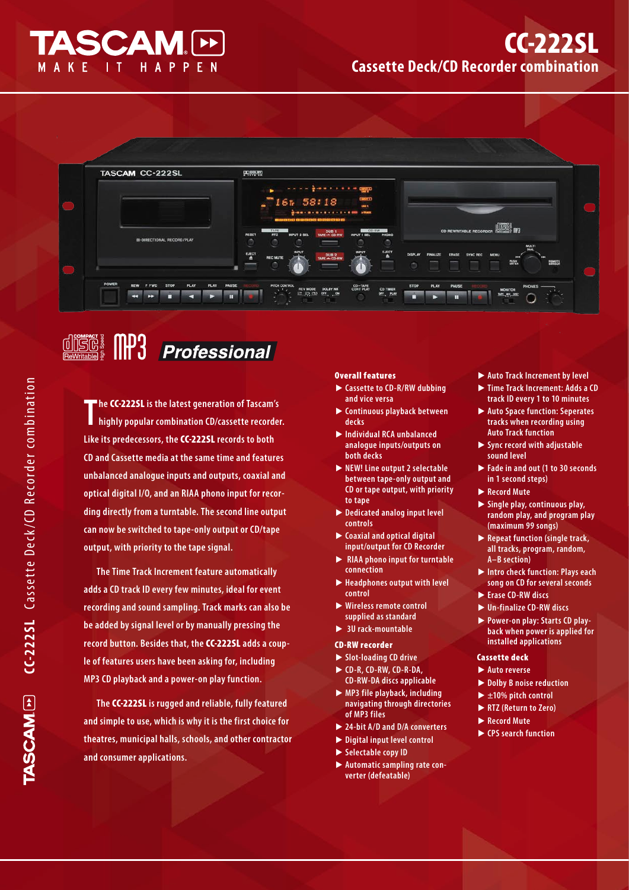# TASCAM

MAKE IT HAPPEN

# CC-222SL

## Cassette Deck/CD Recorder combination

Professional

**The CC-222SL is the latest generation of Tascam's highly popular combination CD/cassette recorder. Like its predecessors, the CC-222SL records to both CD and Cassette media at the same time and features unbalanced analogue inputs and outputs, coaxial and optical digital I/O, and an RIAA phono input for recording directly from a turntable. The second line output can now be switched to tape-only output or CD/tape output, with priority to the tape signal.**

The Time Track Increment feature automatically adds a CD track ID every few minutes, ideal for event recording and sound sampling. Track marks can also be be added by signal level or by manually pressing the record button. Besides that, the CC-222SL adds a couple of features users have been asking for, including MP3 CD playback and a power-on play function.

The CC-222SL is rugged and reliable, fully featured and simple to use, which is why it is the first choice for theatres, municipal halls, schools, and other contractor and consumer applications.

### Overall features

- Cassette to CD-R/RW dubbing and vice versa
- Continuous playback between decks
- Individual RCA unbalanced analogue inputs/outputs on both decks
- NEW! Line output 2 selectable between tape-only output and CD or tape output, with priority to tape
- Dedicated analog input level controls
- Coaxial and optical digital input/output for CD Recorder
- RIAA phono input for turntable connection
- Headphones output with level control
- Wireless remote control supplied as standard
- 3U rack-mountable

### CD-RW recorder

- Slot-loading CD drive
- CD-R, CD-RW, CD-R-DA, CD-RW-DA discs applicable
- MP3 file playback, including navigating through directories of MP3 files
- 24-bit A/D and D/A converters
- Digital input level control
- Selectable copy ID
- Automatic sampling rate converter (defeatable)
- Auto Track Increment by level
- Time Track Increment: Adds a CD track ID every 1 to 10 minutes
- Auto Space function: Seperates tracks when recording using Auto Track function
- Sync record with adjustable sound level
- Fade in and out (1 to 30 seconds in 1 second steps)
- Record Mute
- Single play, continuous play, random play, and program play (maximum 99 songs)
- Repeat function (single track, all tracks, program, random, A–B section)
- Intro check function: Plays each song on CD for several seconds
- Erase CD-RW discs
- Un-finalize CD-RW discs
- Power-on play: Starts CD playback when power is applied for installed applications

### Cassette deck

- Auto reverse
- Dolby B noise reduction
- ±10% pitch control
- RTZ (Return to Zero)
- Record Mute
- CPS search function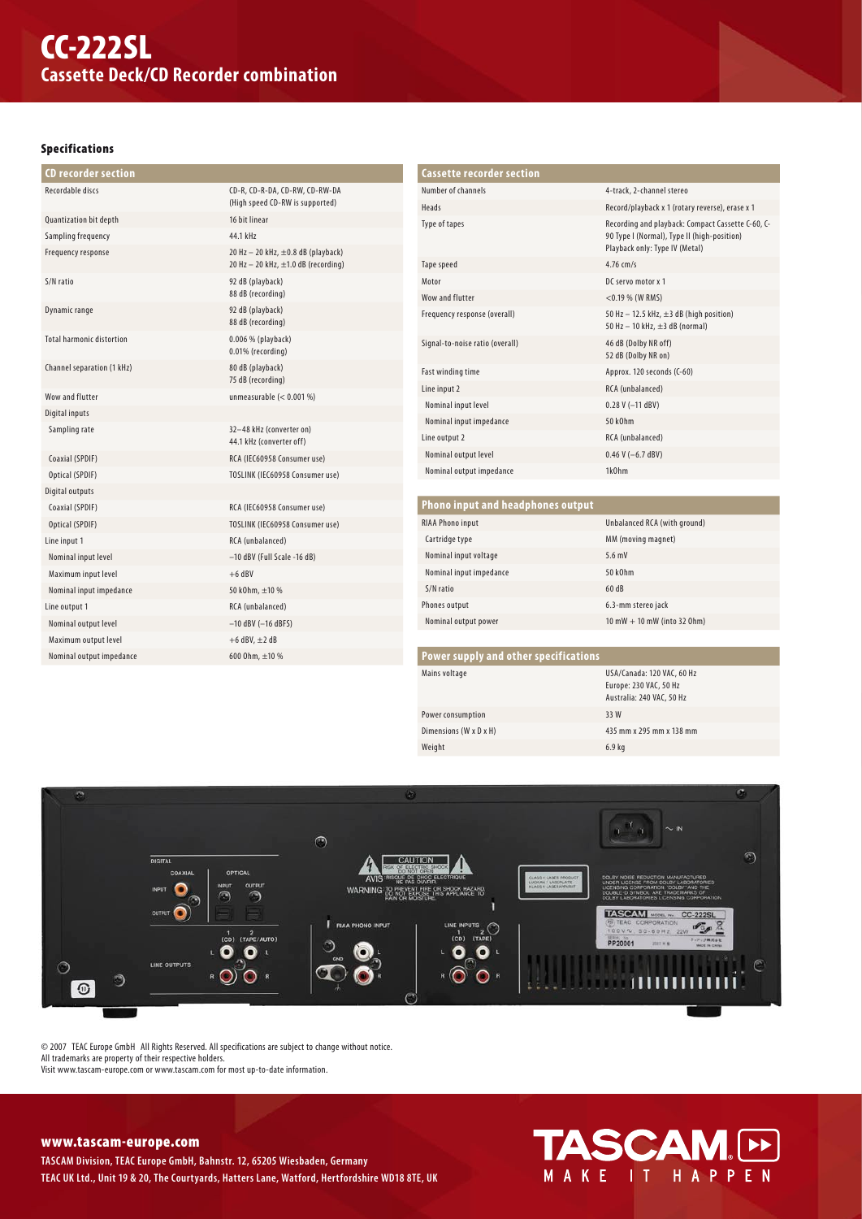# CC-222SL

## Cassette Deck/CD Recorder combination

### Specifications

| CD recorder section | |
|---|---|
| Recordable discs | CD-R, CD-R-DA, CD-RW, CD-RW-DA (High speed CD-RW is supported) |
| Quantization bit depth | 16 bit linear |
| Sampling frequency | 44.1 kHz |
| Frequency response | 20 Hz – 20 kHz, ±0.8 dB (playback)<br>20 Hz – 20 kHz, ±1.0 dB (recording) |
| S/N ratio | 92 dB (playback)<br>88 dB (recording) |
| Dynamic range | 92 dB (playback)<br>88 dB (recording) |
| Total harmonic distortion | 0.006 % (playback)<br>0.01% (recording) |
| Channel separation (1 kHz) | 80 dB (playback)<br>75 dB (recording) |
| Wow and flutter | unmeasurable (< 0.001 %) |
| Digital inputs | |
| Sampling rate | 32–48 kHz (converter on)<br>44.1 kHz (converter off) |
| Coaxial (SPDIF) | RCA (IEC60958 Consumer use) |
| Optical (SPDIF) | TOSLINK (IEC60958 Consumer use) |
| Digital outputs | |
| Coaxial (SPDIF) | RCA (IEC60958 Consumer use) |
| Optical (SPDIF) | TOSLINK (IEC60958 Consumer use) |
| Line input 1 | RCA (unbalanced) |
| Nominal input level | –10 dBV (Full Scale -16 dB) |
| Maximum input level | +6 dBV |
| Nominal input impedance | 50 kOhm, ±10 % |
| Line output 1 | RCA (unbalanced) |
| Nominal output level | –10 dBV (–16 dBFS) |
| Maximum output level | +6 dBV, ±2 dB |
| Nominal output impedance | 600 Ohm, ±10 % |

| Cassette recorder section | |
|---|---|
| Number of channels | 4-track, 2-channel stereo |
| Heads | Record/playback x 1 (rotary reverse), erase x 1 |
| Type of tapes | Recording and playback: Compact Cassette C-60, C-90 Type I (Normal), Type II (high-position)<br>Playback only: Type IV (Metal) |
| Tape speed | 4.76 cm/s |
| Motor | DC servo motor x 1 |
| Wow and flutter | <0.19 % (W RMS) |
| Frequency response (overall) | 50 Hz – 12.5 kHz, ±3 dB (high position)<br>50 Hz – 10 kHz, ±3 dB (normal) |
| Signal-to-noise ratio (overall) | 46 dB (Dolby NR off)<br>52 dB (Dolby NR on) |
| Fast winding time | Approx. 120 seconds (C-60) |
| Line input 2 | RCA (unbalanced) |
| Nominal input level | 0.28 V (–11 dBV) |
| Nominal input impedance | 50 kOhm |
| Line output 2 | RCA (unbalanced) |
| Nominal output level | 0.46 V (–6.7 dBV) |
| Nominal output impedance | 1kOhm |

| Phono input and headphones output | |
|---|---|
| RIAA Phono input | Unbalanced RCA (with ground) |
| Cartridge type | MM (moving magnet) |
| Nominal input voltage | 5.6 mV |
| Nominal input impedance | 50 kOhm |
| S/N ratio | 60 dB |
| Phones output | 6.3-mm stereo jack |
| Nominal output power | 10 mW + 10 mW (into 32 Ohm) |

| Power supply and other specifications | |
|---|---|
| Mains voltage | USA/Canada: 120 VAC, 60 Hz<br>Europe: 230 VAC, 50 Hz<br>Australia: 240 VAC, 50 Hz |
| Power consumption | 33 W |
| Dimensions (W x D x H) | 435 mm x 295 mm x 138 mm |
| Weight | 6.9 kg |

© 2007 TEAC Europe GmbH All Rights Reserved. All specifications are subject to change without notice.
All trademarks are property of their respective holders.
Visit www.tascam-europe.com or www.tascam.com for most up-to-date information.

**www.tascam-europe.com**

**TASCAM Division, TEAC Europe GmbH, Bahnstr. 12, 65205 Wiesbaden, Germany**
**TEAC UK Ltd., Unit 19 & 20, The Courtyards, Hatters Lane, Watford, Hertfordshire WD18 8TE, UK**

TASCAM MAKE IT HAPPEN